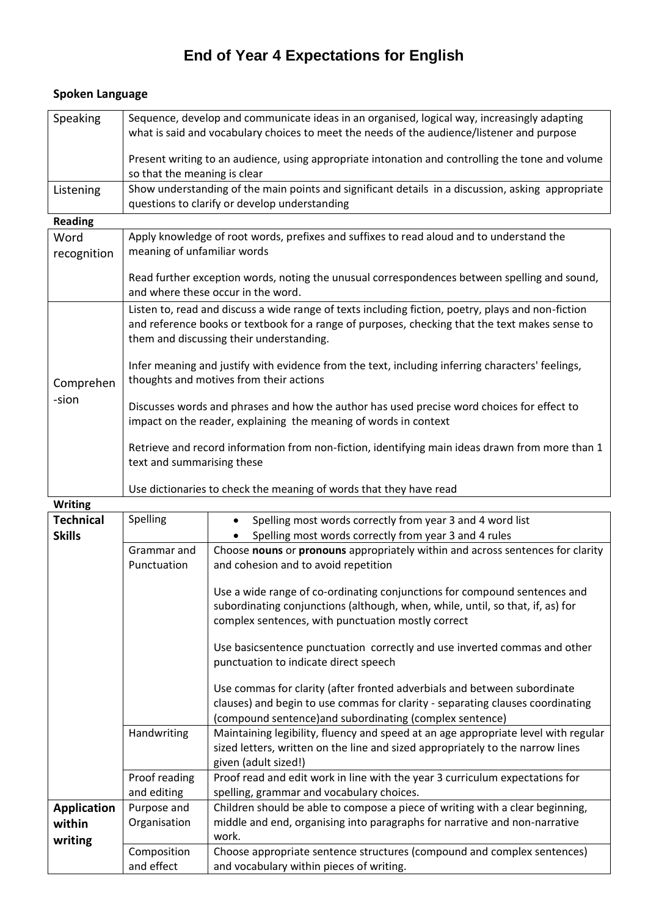# End of Year 4 Expectations for English

## Spoken Language

| | |
|---|---|
| Speaking | Sequence, develop and communicate ideas in an organised, logical way, increasingly adapting what is said and vocabulary choices to meet the needs of the audience/listener and purpose<br><br>Present writing to an audience, using appropriate intonation and controlling the tone and volume so that the meaning is clear |
| Listening | Show understanding of the main points and significant details in a discussion, asking appropriate questions to clarify or develop understanding |

**Reading**

| | |
|---|---|
| Word recognition | Apply knowledge of root words, prefixes and suffixes to read aloud and to understand the meaning of unfamiliar words<br><br>Read further exception words, noting the unusual correspondences between spelling and sound, and where these occur in the word. |
| Comprehen-sion | Listen to, read and discuss a wide range of texts including fiction, poetry, plays and non-fiction and reference books or textbook for a range of purposes, checking that the text makes sense to them and discussing their understanding.<br><br>Infer meaning and justify with evidence from the text, including inferring characters' feelings, thoughts and motives from their actions<br><br>Discusses words and phrases and how the author has used precise word choices for effect to impact on the reader, explaining the meaning of words in context<br><br>Retrieve and record information from non-fiction, identifying main ideas drawn from more than 1 text and summarising these<br><br>Use dictionaries to check the meaning of words that they have read |

**Writing**

| | | |
|---|---|---|
| **Technical Skills** | Spelling | • Spelling most words correctly from year 3 and 4 word list<br>• Spelling most words correctly from year 3 and 4 rules |
| | Grammar and Punctuation | Choose **nouns** or **pronouns** appropriately within and across sentences for clarity and cohesion and to avoid repetition<br><br>Use a wide range of co-ordinating conjunctions for compound sentences and subordinating conjunctions (although, when, while, until, so that, if, as) for complex sentences, with punctuation mostly correct<br><br>Use basicsentence punctuation correctly and use inverted commas and other punctuation to indicate direct speech<br><br>Use commas for clarity (after fronted adverbials and between subordinate clauses) and begin to use commas for clarity - separating clauses coordinating (compound sentence)and subordinating (complex sentence) |
| | Handwriting | Maintaining legibility, fluency and speed at an age appropriate level with regular sized letters, written on the line and sized appropriately to the narrow lines given (adult sized!) |
| | Proof reading and editing | Proof read and edit work in line with the year 3 curriculum expectations for spelling, grammar and vocabulary choices. |
| **Application within writing** | Purpose and Organisation | Children should be able to compose a piece of writing with a clear beginning, middle and end, organising into paragraphs for narrative and non-narrative work. |
| | Composition and effect | Choose appropriate sentence structures (compound and complex sentences) and vocabulary within pieces of writing. |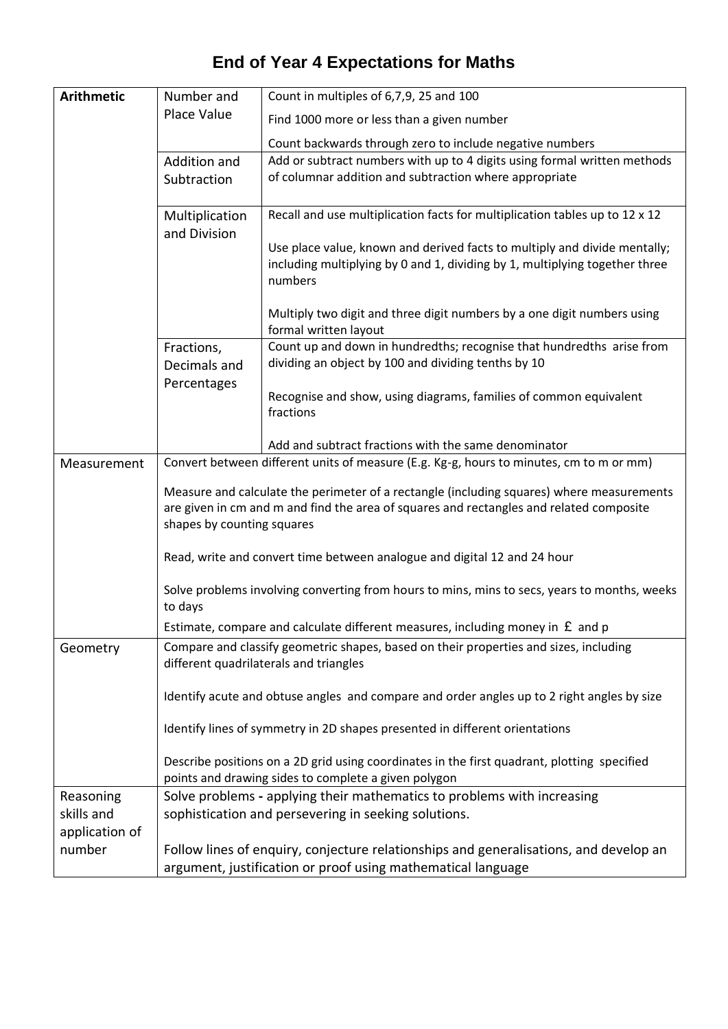# End of Year 4 Expectations for Maths

| | | |
|---|---|---|
| **Arithmetic** | Number and Place Value | Count in multiples of 6,7,9, 25 and 100<br><br>Find 1000 more or less than a given number<br><br>Count backwards through zero to include negative numbers |
| | Addition and Subtraction | Add or subtract numbers with up to 4 digits using formal written methods of columnar addition and subtraction where appropriate |
| | Multiplication and Division | Recall and use multiplication facts for multiplication tables up to 12 x 12<br><br>Use place value, known and derived facts to multiply and divide mentally; including multiplying by 0 and 1, dividing by 1, multiplying together three numbers<br><br>Multiply two digit and three digit numbers by a one digit numbers using formal written layout |
| | Fractions, Decimals and Percentages | Count up and down in hundredths; recognise that hundredths arise from dividing an object by 100 and dividing tenths by 10<br><br>Recognise and show, using diagrams, families of common equivalent fractions<br><br>Add and subtract fractions with the same denominator |
| Measurement | Convert between different units of measure (E.g. Kg-g, hours to minutes, cm to m or mm)<br><br>Measure and calculate the perimeter of a rectangle (including squares) where measurements are given in cm and m and find the area of squares and rectangles and related composite shapes by counting squares<br><br>Read, write and convert time between analogue and digital 12 and 24 hour<br><br>Solve problems involving converting from hours to mins, mins to secs, years to months, weeks to days<br><br>Estimate, compare and calculate different measures, including money in £ and p | |
| Geometry | Compare and classify geometric shapes, based on their properties and sizes, including different quadrilaterals and triangles<br><br>Identify acute and obtuse angles and compare and order angles up to 2 right angles by size<br><br>Identify lines of symmetry in 2D shapes presented in different orientations<br><br>Describe positions on a 2D grid using coordinates in the first quadrant, plotting specified points and drawing sides to complete a given polygon | |
| Reasoning skills and application of number | Solve problems - applying their mathematics to problems with increasing sophistication and persevering in seeking solutions.<br><br>Follow lines of enquiry, conjecture relationships and generalisations, and develop an argument, justification or proof using mathematical language | |